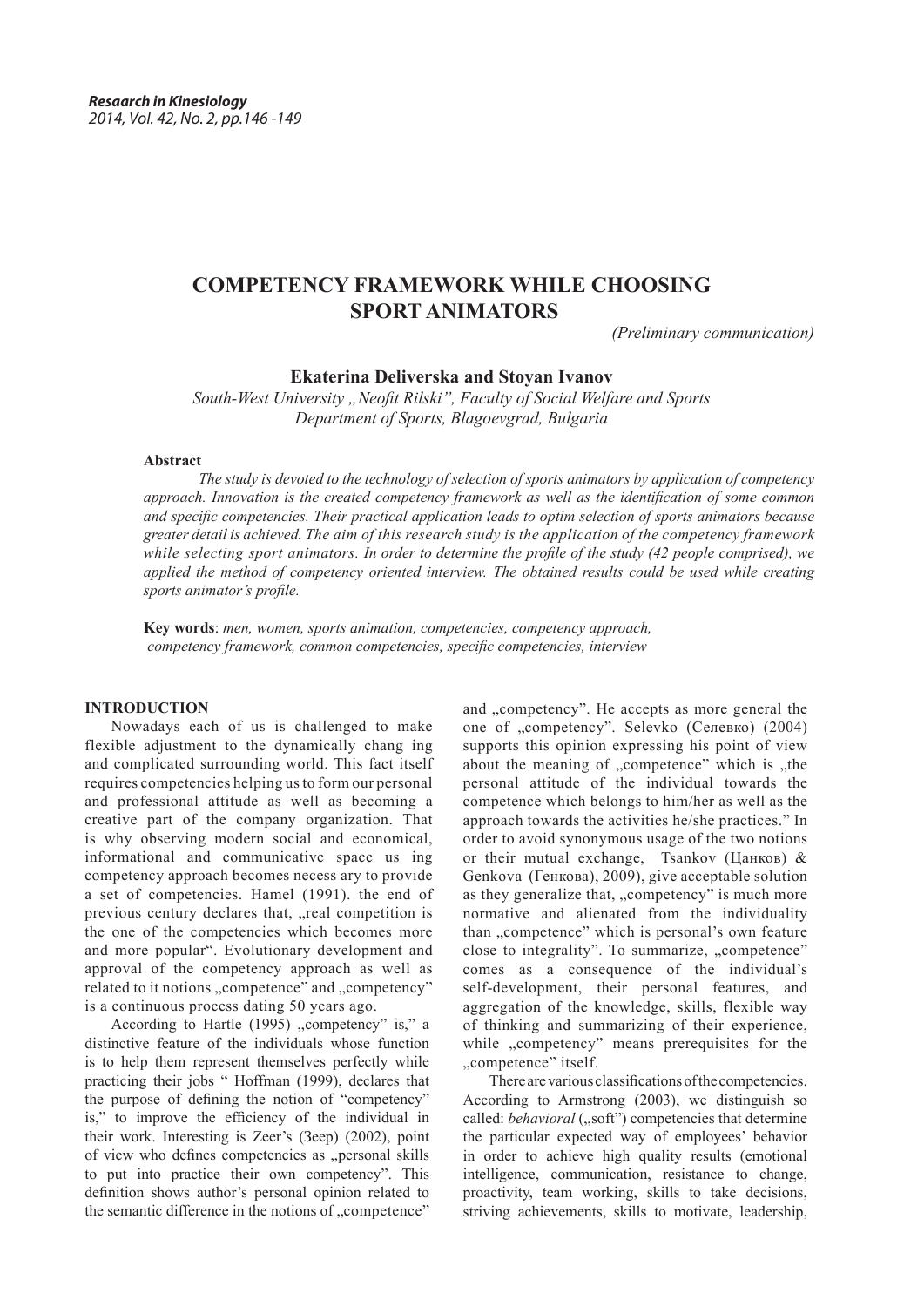# COMPETENCY FRAMEWORK WHILE CHOOSING SPORT ANIMATORS

*(Preliminary communication)*

**Ekaterina Deliverska and Stoyan Ivanov**

*South-West University „Neofit Rilski", Faculty of Social Welfare and Sports*
*Department of Sports, Blagoevgrad, Bulgaria*

**Abstract**

*The study is devoted to the technology of selection of sports animators by application of competency approach. Innovation is the created competency framework as well as the identification of some common and specific competencies. Their practical application leads to optim selection of sports animators because greater detail is achieved. The aim of this research study is the application of the competency framework while selecting sport animators. In order to determine the profile of the study (42 people comprised), we applied the method of competency oriented interview. The obtained results could be used while creating sports animator's profile.*

**Key words**: *men, women, sports animation, competencies, competency approach, competency framework, common competencies, specific competencies, interview*

## INTRODUCTION

Nowadays each of us is challenged to make flexible adjustment to the dynamically chang ing and complicated surrounding world. This fact itself requires competencies helping us to form our personal and professional attitude as well as becoming a creative part of the company organization. That is why observing modern social and economical, informational and communicative space us ing competency approach becomes necess ary to provide a set of competencies. Hamel (1991). the end of previous century declares that, „real competition is the one of the competencies which becomes more and more popular". Evolutionary development and approval of the competency approach as well as related to it notions „competence" and „competency" is a continuous process dating 50 years ago.

According to Hartle (1995) „competency" is," a distinctive feature of the individuals whose function is to help them represent themselves perfectly while practicing their jobs " Hoffman (1999), declares that the purpose of defining the notion of "competency" is," to improve the efficiency of the individual in their work. Interesting is Zeer's (Зеер) (2002), point of view who defines competencies as „personal skills to put into practice their own competency". This definition shows author's personal opinion related to the semantic difference in the notions of „competence" and „competency". He accepts as more general the one of „competency". Selevko (Селевко) (2004) supports this opinion expressing his point of view about the meaning of „competence" which is „the personal attitude of the individual towards the competence which belongs to him/her as well as the approach towards the activities he/she practices." In order to avoid synonymous usage of the two notions or their mutual exchange, Tsankov (Цанков) & Genkova (Генкова), 2009), give acceptable solution as they generalize that, „competency" is much more normative and alienated from the individuality than „competence" which is personal's own feature close to integrality". To summarize, „competence" comes as a consequence of the individual's self-development, their personal features, and aggregation of the knowledge, skills, flexible way of thinking and summarizing of their experience, while „competency" means prerequisites for the „competence" itself.

There are various classifications of the competencies. According to Armstrong (2003), we distinguish so called: *behavioral* („soft") competencies that determine the particular expected way of employees' behavior in order to achieve high quality results (emotional intelligence, communication, resistance to change, proactivity, team working, skills to take decisions, striving achievements, skills to motivate, leadership,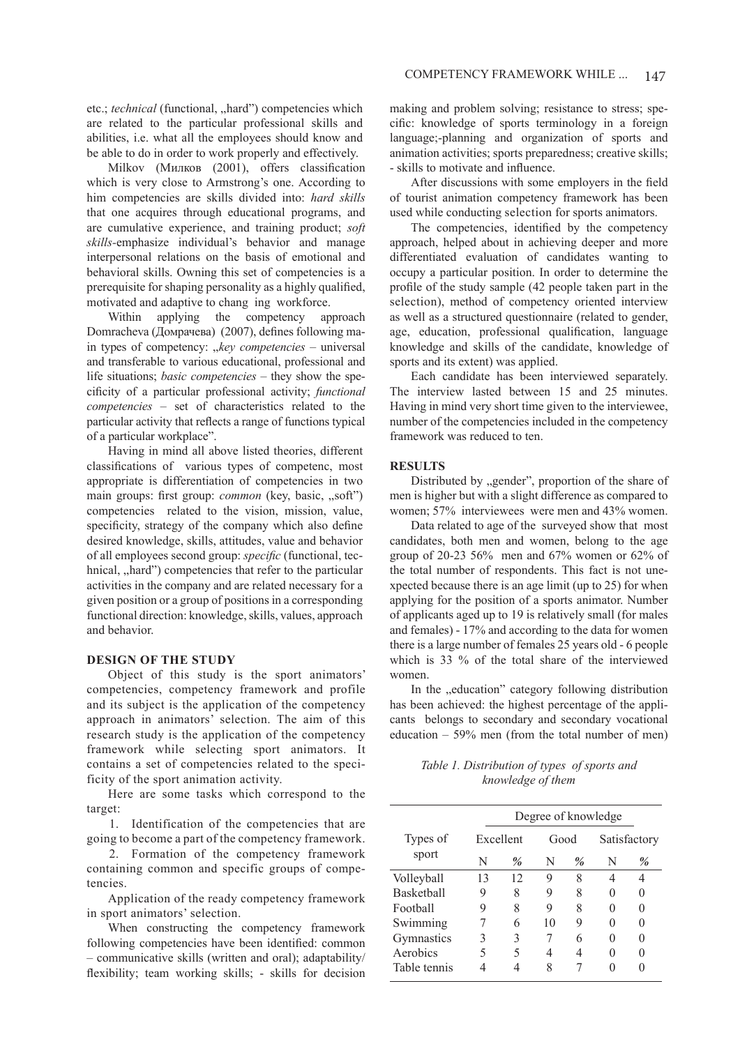etc.; *technical* (functional, „hard") competencies which are related to the particular professional skills and abilities, i.e. what all the employees should know and be able to do in order to work properly and effectively.

Milkov (Милков (2001), offers classification which is very close to Armstrong's one. According to him competencies are skills divided into: *hard skills* that one acquires through educational programs, and are cumulative experience, and training product; *soft skills*-emphasize individual's behavior and manage interpersonal relations on the basis of emotional and behavioral skills. Owning this set of competencies is a prerequisite for shaping personality as a highly qualified, motivated and adaptive to chang ing workforce.

Within applying the competency approach Domracheva (Домрачева) (2007), defines following main types of competency: „*key competencies* – universal and transferable to various educational, professional and life situations; *basic competencies* – they show the specificity of a particular professional activity; *functional competencies* – set of characteristics related to the particular activity that reflects a range of functions typical of a particular workplace".

Having in mind all above listed theories, different classifications of various types of competenc, most appropriate is differentiation of competencies in two main groups: first group: *common* (key, basic, „soft") competencies related to the vision, mission, value, specificity, strategy of the company which also define desired knowledge, skills, attitudes, value and behavior of all employees second group: *specific* (functional, technical, „hard") competencies that refer to the particular activities in the company and are related necessary for a given position or a group of positions in a corresponding functional direction: knowledge, skills, values, approach and behavior.

## DESIGN OF THE STUDY

Object of this study is the sport animators' competencies, competency framework and profile and its subject is the application of the competency approach in animators' selection. The aim of this research study is the application of the competency framework while selecting sport animators. It contains a set of competencies related to the specificity of the sport animation activity.

Here are some tasks which correspond to the target:

1. Identification of the competencies that are going to become a part of the competency framework.

2. Formation of the competency framework containing common and specific groups of competencies.

Application of the ready competency framework in sport animators' selection.

When constructing the competency framework following competencies have been identified: common – communicative skills (written and oral); adaptability/flexibility; team working skills; - skills for decision making and problem solving; resistance to stress; specific: knowledge of sports terminology in a foreign language;-planning and organization of sports and animation activities; sports preparedness; creative skills; - skills to motivate and influence.

After discussions with some employers in the field of tourist animation competency framework has been used while conducting selection for sports animators.

The competencies, identified by the competency approach, helped about in achieving deeper and more differentiated evaluation of candidates wanting to occupy a particular position. In order to determine the profile of the study sample (42 people taken part in the selection), method of competency oriented interview as well as a structured questionnaire (related to gender, age, education, professional qualification, language knowledge and skills of the candidate, knowledge of sports and its extent) was applied.

Each candidate has been interviewed separately. The interview lasted between 15 and 25 minutes. Having in mind very short time given to the interviewee, number of the competencies included in the competency framework was reduced to ten.

## RESULTS

Distributed by „gender", proportion of the share of men is higher but with a slight difference as compared to women; 57% interviewees were men and 43% women.

Data related to age of the surveyed show that most candidates, both men and women, belong to the age group of 20-23 56% men and 67% women or 62% of the total number of respondents. This fact is not unexpected because there is an age limit (up to 25) for when applying for the position of a sports animator. Number of applicants aged up to 19 is relatively small (for males and females) - 17% and according to the data for women there is a large number of females 25 years old - 6 people which is 33 % of the total share of the interviewed women.

In the „education" category following distribution has been achieved: the highest percentage of the applicants belongs to secondary and secondary vocational education – 59% men (from the total number of men)

*Table 1. Distribution of types of sports and knowledge of them*

| Types of sport | Degree of knowledge | | | | | |
|---|---|---|---|---|---|---|
| | Excellent | | Good | | Satisfactory | |
| | N | % | N | % | N | % |
| Volleyball | 13 | 12 | 9 | 8 | 4 | 4 |
| Basketball | 9 | 8 | 9 | 8 | 0 | 0 |
| Football | 9 | 8 | 9 | 8 | 0 | 0 |
| Swimming | 7 | 6 | 10 | 9 | 0 | 0 |
| Gymnastics | 3 | 3 | 7 | 6 | 0 | 0 |
| Aerobics | 5 | 5 | 4 | 4 | 0 | 0 |
| Table tennis | 4 | 4 | 8 | 7 | 0 | 0 |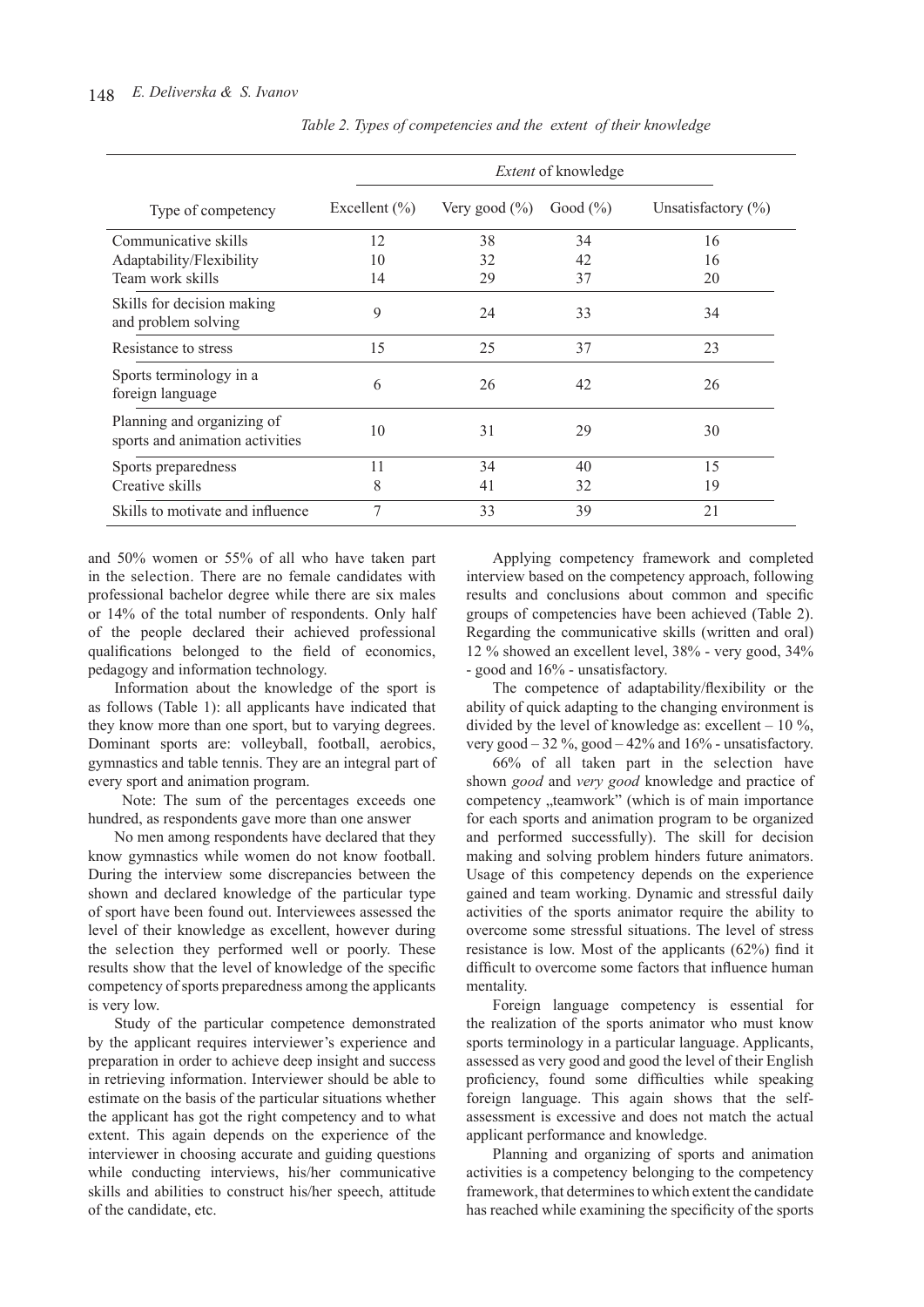*Table 2. Types of competencies and the extent of their knowledge*

| Type of competency | *Extent* of knowledge | | | |
|---|---|---|---|---|
| | Excellent (%) | Very good (%) | Good (%) | Unsatisfactory (%) |
| Communicative skills | 12 | 38 | 34 | 16 |
| Adaptability/Flexibility | 10 | 32 | 42 | 16 |
| Team work skills | 14 | 29 | 37 | 20 |
| Skills for decision making and problem solving | 9 | 24 | 33 | 34 |
| Resistance to stress | 15 | 25 | 37 | 23 |
| Sports terminology in a foreign language | 6 | 26 | 42 | 26 |
| Planning and organizing of sports and animation activities | 10 | 31 | 29 | 30 |
| Sports preparedness | 11 | 34 | 40 | 15 |
| Creative skills | 8 | 41 | 32 | 19 |
| Skills to motivate and influence | 7 | 33 | 39 | 21 |

and 50% women or 55% of all who have taken part in the selection. There are no female candidates with professional bachelor degree while there are six males or 14% of the total number of respondents. Only half of the people declared their achieved professional qualifications belonged to the field of economics, pedagogy and information technology.

Information about the knowledge of the sport is as follows (Table 1): all applicants have indicated that they know more than one sport, but to varying degrees. Dominant sports are: volleyball, football, aerobics, gymnastics and table tennis. They are an integral part of every sport and animation program.

Note: The sum of the percentages exceeds one hundred, as respondents gave more than one answer

No men among respondents have declared that they know gymnastics while women do not know football. During the interview some discrepancies between the shown and declared knowledge of the particular type of sport have been found out. Interviewees assessed the level of their knowledge as excellent, however during the selection they performed well or poorly. These results show that the level of knowledge of the specific competency of sports preparedness among the applicants is very low.

Study of the particular competence demonstrated by the applicant requires interviewer's experience and preparation in order to achieve deep insight and success in retrieving information. Interviewer should be able to estimate on the basis of the particular situations whether the applicant has got the right competency and to what extent. This again depends on the experience of the interviewer in choosing accurate and guiding questions while conducting interviews, his/her communicative skills and abilities to construct his/her speech, attitude of the candidate, etc.

Applying competency framework and completed interview based on the competency approach, following results and conclusions about common and specific groups of competencies have been achieved (Table 2). Regarding the communicative skills (written and oral) 12 % showed an excellent level, 38% - very good, 34% - good and 16% - unsatisfactory.

The competence of adaptability/flexibility or the ability of quick adapting to the changing environment is divided by the level of knowledge as: excellent – 10 %, very good – 32 %, good – 42% and 16% - unsatisfactory.

66% of all taken part in the selection have shown *good* and *very good* knowledge and practice of competency „teamwork" (which is of main importance for each sports and animation program to be organized and performed successfully). The skill for decision making and solving problem hinders future animators. Usage of this competency depends on the experience gained and team working. Dynamic and stressful daily activities of the sports animator require the ability to overcome some stressful situations. The level of stress resistance is low. Most of the applicants (62%) find it difficult to overcome some factors that influence human mentality.

Foreign language competency is essential for the realization of the sports animator who must know sports terminology in a particular language. Applicants, assessed as very good and good the level of their English proficiency, found some difficulties while speaking foreign language. This again shows that the self-assessment is excessive and does not match the actual applicant performance and knowledge.

Planning and organizing of sports and animation activities is a competency belonging to the competency framework, that determines to which extent the candidate has reached while examining the specificity of the sports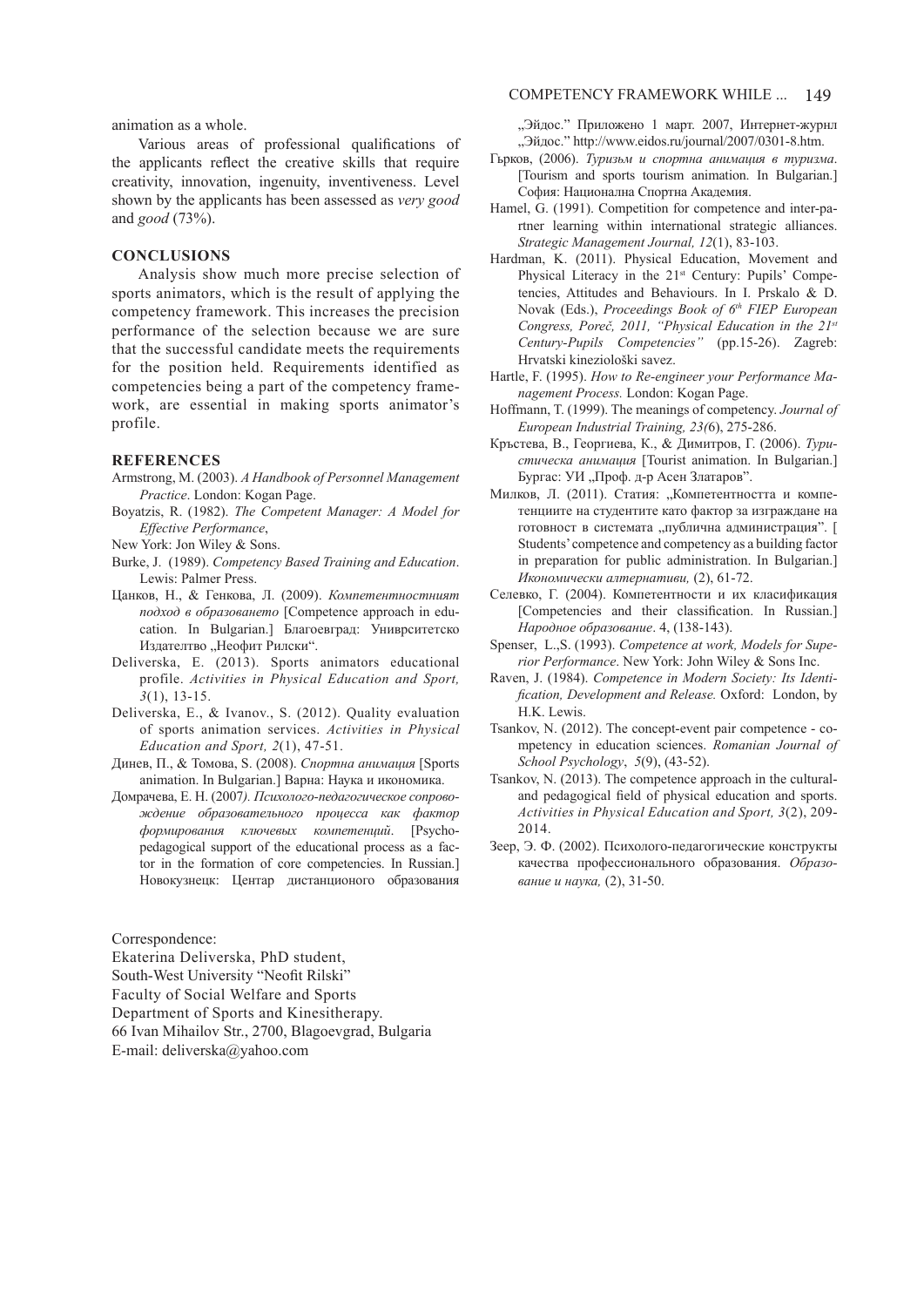animation as a whole.

Various areas of professional qualifications of the applicants reflect the creative skills that require creativity, innovation, ingenuity, inventiveness. Level shown by the applicants has been assessed as *very good* and *good* (73%).

## CONCLUSIONS

Analysis show much more precise selection of sports animators, which is the result of applying the competency framework. This increases the precision performance of the selection because we are sure that the successful candidate meets the requirements for the position held. Requirements identified as competencies being a part of the competency framework, are essential in making sports animator's profile.

## REFERENCES

Armstrong, M. (2003). *A Handbook of Personnel Management Practice*. London: Kogan Page.

Boyatzis, R. (1982). *The Competent Manager: A Model for Effective Performance*,

New York: Jon Wiley & Sons.

Burke, J. (1989). *Competency Based Training and Education*. Lewis: Palmer Press.

Цанков, Н., & Генкова, Л. (2009). *Компетентностният подход в образованието* [Competence approach in education. In Bulgarian.] Благоевград: Униврситетско Издателтво „Неофит Рилски".

Deliverska, E. (2013). Sports animators educational profile. *Activities in Physical Education and Sport, 3*(1), 13-15.

Deliverska, E., & Ivanov., S. (2012). Quality evaluation of sports animation services. *Activities in Physical Education and Sport, 2*(1), 47-51.

Динев, П., & Томова, S. (2008). *Спортна анимация* [Sports animation. In Bulgarian.] Варна: Наука и икономика.

Домрачева, Е. Н. (2007*). Психолого-педагогическое сопровождение образовательного процесса как фактор формирования ключевых компетенций*. [Psychopedagogical support of the educational process as a factor in the formation of core competencies. In Russian.] Новокузнецк: Центар дистанционого образования „Эйдос." Приложено 1 март. 2007, Интернет-журнл „Эйдос." http://www.eidos.ru/journal/2007/0301-8.htm.

Гърков, (2006). *Туризъм и спортна анимация в туризма*. [Tourism and sports tourism animation. In Bulgarian.] София: Национална Спортна Академия.

Hamel, G. (1991). Competition for competence and inter-partner learning within international strategic alliances. *Strategic Management Journal, 12*(1), 83-103.

Hardman, K. (2011). Physical Education, Movement and Physical Literacy in the 21st Century: Pupils' Competencies, Attitudes and Behaviours. In I. Prskalo & D. Novak (Eds.), *Proceedings Book of 6th FIEP European Congress, Poreč, 2011, "Physical Education in the 21st Century-Pupils Competencies"* (pp.15-26). Zagreb: Hrvatski kineziološki savez.

Hartle, F. (1995). *How to Re-engineer your Performance Management Process.* London: Kogan Page.

Hoffmann, T. (1999). The meanings of competency. *Journal of European Industrial Training, 23(*6), 275-286.

Кръстева, В., Георгиева, К., & Димитров, Г. (2006). *Туристическа анимация* [Tourist animation. In Bulgarian.] Бургас: УИ „Проф. д-р Асен Златаров".

Милков, Л. (2011). Статия: „Компетентността и компетенциите на студентите като фактор за изграждане на готовност в системата „публична администрация". [ Students' competence and competency as a building factor in preparation for public administration. In Bulgarian.] *Икономически алтернативи,* (2), 61-72.

Селевко, Г. (2004). Компетентности и их класификация [Competencies and their classification. In Russian.] *Народное образование*. 4, (138-143).

Spenser, L.,S. (1993). *Competence at work, Models for Superior Performance*. New York: John Wiley & Sons Inc.

Raven, J. (1984). *Competence in Modern Society: Its Identification, Development and Release.* Oxford: London, by H.K. Lewis.

Tsankov, N. (2012). The concept-event pair competence - competency in education sciences. *Romanian Journal of School Psychology*, *5*(9), (43-52).

Tsankov, N. (2013). The competence approach in the culturaland pedagogical field of physical education and sports. *Activities in Physical Education and Sport, 3*(2), 209-2014.

Зеер, Э. Ф. (2002). Психолого-педагогические конструкты качества профессионального образования. *Образование и наука,* (2), 31-50.

Correspondence:
Ekaterina Deliverska, PhD student,
South-West University "Neofit Rilski"
Faculty of Social Welfare and Sports
Department of Sports and Kinesitherapy.
66 Ivan Mihailov Str., 2700, Blagoevgrad, Bulgaria
E-mail: deliverska@yahoo.com